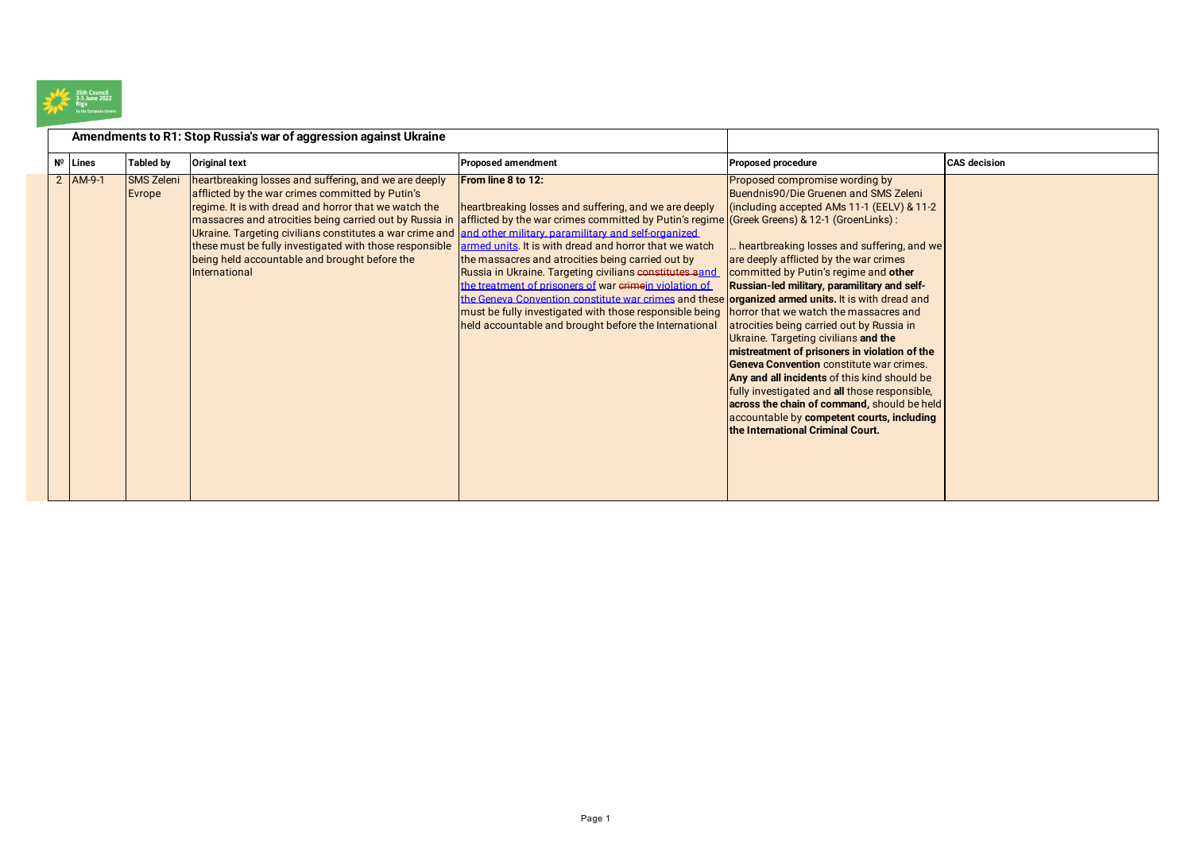35th Council
3-5 June 2022
Riga
by the European Greens

## Amendments to R1: Stop Russia's war of aggression against Ukraine

| Nº | Lines | Tabled by | Original text | Proposed amendment | Proposed procedure | CAS decision |
|---|---|---|---|---|---|---|
| 2 | AM-9-1 | SMS Zeleni Evrope | heartbreaking losses and suffering, and we are deeply afflicted by the war crimes committed by Putin's regime. It is with dread and horror that we watch the massacres and atrocities being carried out by Russia in Ukraine. Targeting civilians constitutes a war crime and these must be fully investigated with those responsible being held accountable and brought before the International | **From line 8 to 12:**<br><br>heartbreaking losses and suffering, and we are deeply afflicted by the war crimes committed by Putin's regime and other military, paramilitary and self-organized armed units. It is with dread and horror that we watch the massacres and atrocities being carried out by Russia in Ukraine. Targeting civilians ~~constitutes a~~and the treatment of prisoners of war ~~crime~~in violation of the Geneva Convention constitute war crimes and these must be fully investigated with those responsible being held accountable and brought before the International | Proposed compromise wording by Buendnis90/Die Gruenen and SMS Zeleni (including accepted AMs 11-1 (EELV) & 11-2 (Greek Greens) & 12-1 (GroenLinks) :<br><br>… heartbreaking losses and suffering, and we are deeply afflicted by the war crimes committed by Putin's regime and **other Russian-led military, paramilitary and self-organized armed units.** It is with dread and horror that we watch the massacres and atrocities being carried out by Russia in Ukraine. Targeting civilians **and the mistreatment of prisoners in violation of the Geneva Convention** constitute war crimes. **Any and all incidents** of this kind should be fully investigated and **all** those responsible, **across the chain of command,** should be held accountable by **competent courts, including the International Criminal Court.** | |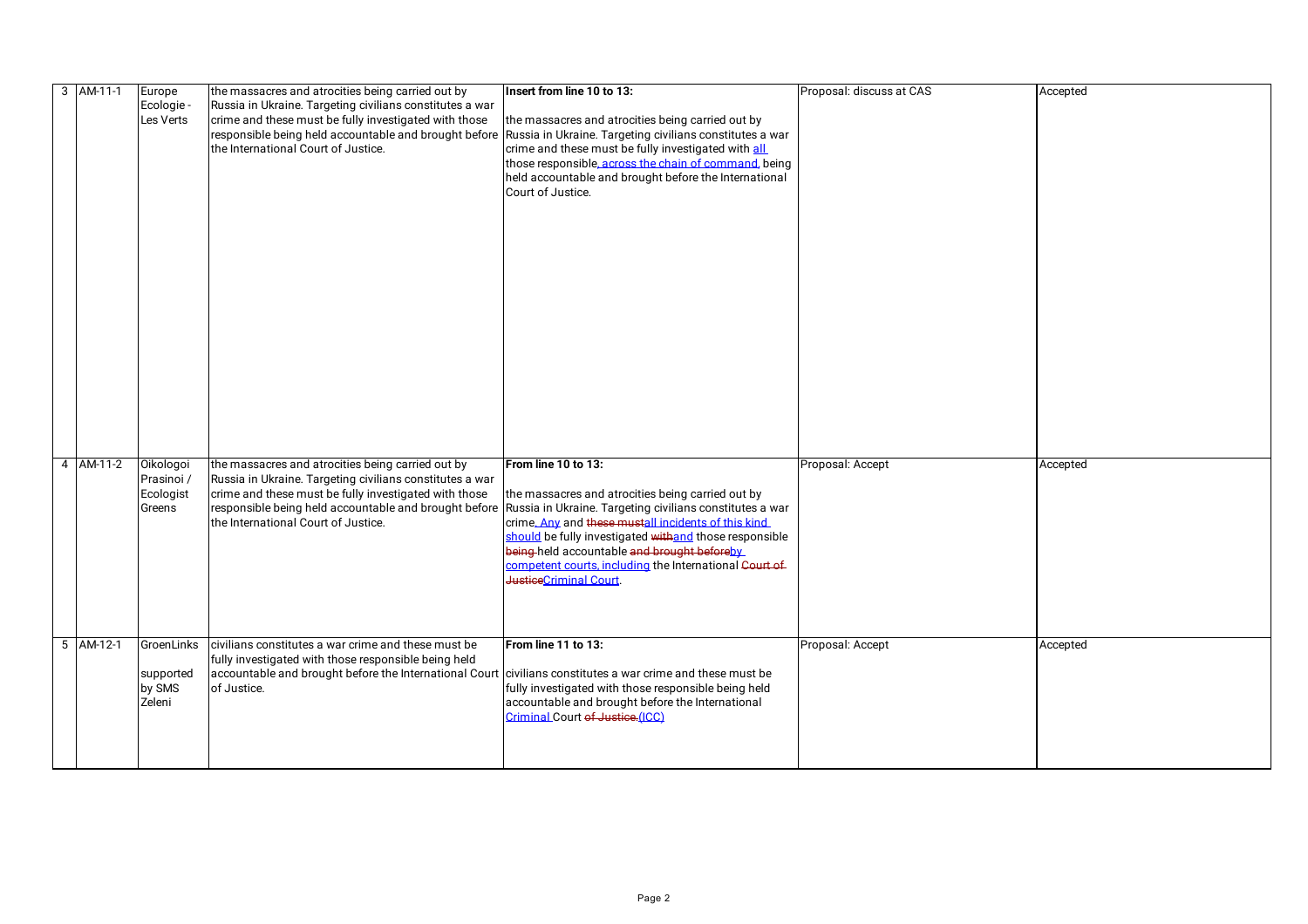| | | | | | | |
|---|---|---|---|---|---|---|
| 3 | AM-11-1 | Europe Ecologie - Les Verts | the massacres and atrocities being carried out by Russia in Ukraine. Targeting civilians constitutes a war crime and these must be fully investigated with those responsible being held accountable and brought before the International Court of Justice. | **Insert from line 10 to 13:**<br><br>the massacres and atrocities being carried out by Russia in Ukraine. Targeting civilians constitutes a war crime and these must be fully investigated with all those responsible, across the chain of command, being held accountable and brought before the International Court of Justice. | Proposal: discuss at CAS | Accepted |
| 4 | AM-11-2 | Oikologoi Prasinoi / Ecologist Greens | the massacres and atrocities being carried out by Russia in Ukraine. Targeting civilians constitutes a war crime and these must be fully investigated with those responsible being held accountable and brought before the International Court of Justice. | **From line 10 to 13:**<br><br>the massacres and atrocities being carried out by Russia in Ukraine. Targeting civilians constitutes a war crime. Any and ~~these must~~all incidents of this kind should be fully investigated ~~with~~and those responsible ~~being~~ held accountable ~~and brought before~~by competent courts, including the International ~~Court of Justice~~Criminal Court. | Proposal: Accept | Accepted |
| 5 | AM-12-1 | GroenLinks<br><br>supported by SMS Zeleni | civilians constitutes a war crime and these must be fully investigated with those responsible being held accountable and brought before the International Court of Justice. | **From line 11 to 13:**<br><br>civilians constitutes a war crime and these must be fully investigated with those responsible being held accountable and brought before the International Criminal Court ~~of Justice.~~(ICC) | Proposal: Accept | Accepted |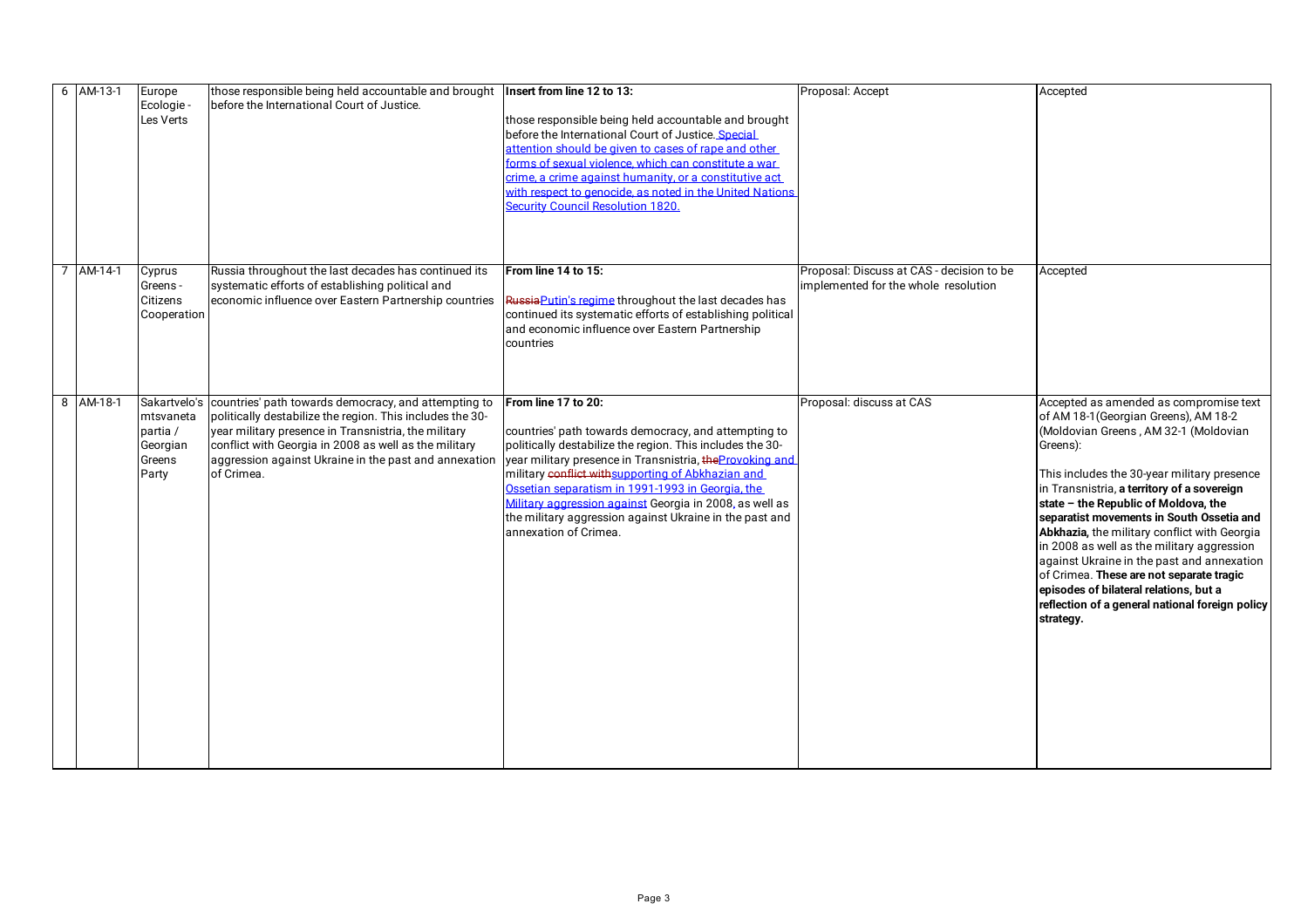| 6 | AM-13-1 | Europe Ecologie - Les Verts | those responsible being held accountable and brought before the International Court of Justice. | **Insert from line 12 to 13:**<br><br>those responsible being held accountable and brought before the International Court of Justice. Special attention should be given to cases of rape and other forms of sexual violence, which can constitute a war crime, a crime against humanity, or a constitutive act with respect to genocide, as noted in the United Nations Security Council Resolution 1820. | Proposal: Accept | Accepted |
|---|---|---|---|---|---|---|
| 7 | AM-14-1 | Cyprus Greens - Citizens Cooperation | Russia throughout the last decades has continued its systematic efforts of establishing political and economic influence over Eastern Partnership countries | **From line 14 to 15:**<br><br>~~Russia~~Putin's regime throughout the last decades has continued its systematic efforts of establishing political and economic influence over Eastern Partnership countries | Proposal: Discuss at CAS - decision to be implemented for the whole resolution | Accepted |
| 8 | AM-18-1 | Sakartvelo's mtsvaneta partia / Georgian Greens Party | countries' path towards democracy, and attempting to politically destabilize the region. This includes the 30-year military presence in Transnistria, the military conflict with Georgia in 2008 as well as the military aggression against Ukraine in the past and annexation of Crimea. | **From line 17 to 20:**<br><br>countries' path towards democracy, and attempting to politically destabilize the region. This includes the 30-year military presence in Transnistria, ~~the~~Provoking and military ~~conflict with~~supporting of Abkhazian and Ossetian separatism in 1991-1993 in Georgia, the Military aggression against Georgia in 2008, as well as the military aggression against Ukraine in the past and annexation of Crimea. | Proposal: discuss at CAS | Accepted as amended as compromise text of AM 18-1(Georgian Greens), AM 18-2 (Moldovian Greens , AM 32-1 (Moldovian Greens):<br><br>This includes the 30-year military presence in Transnistria, **a territory of a sovereign state – the Republic of Moldova, the separatist movements in South Ossetia and Abkhazia,** the military conflict with Georgia in 2008 as well as the military aggression against Ukraine in the past and annexation of Crimea. **These are not separate tragic episodes of bilateral relations, but a reflection of a general national foreign policy strategy.** |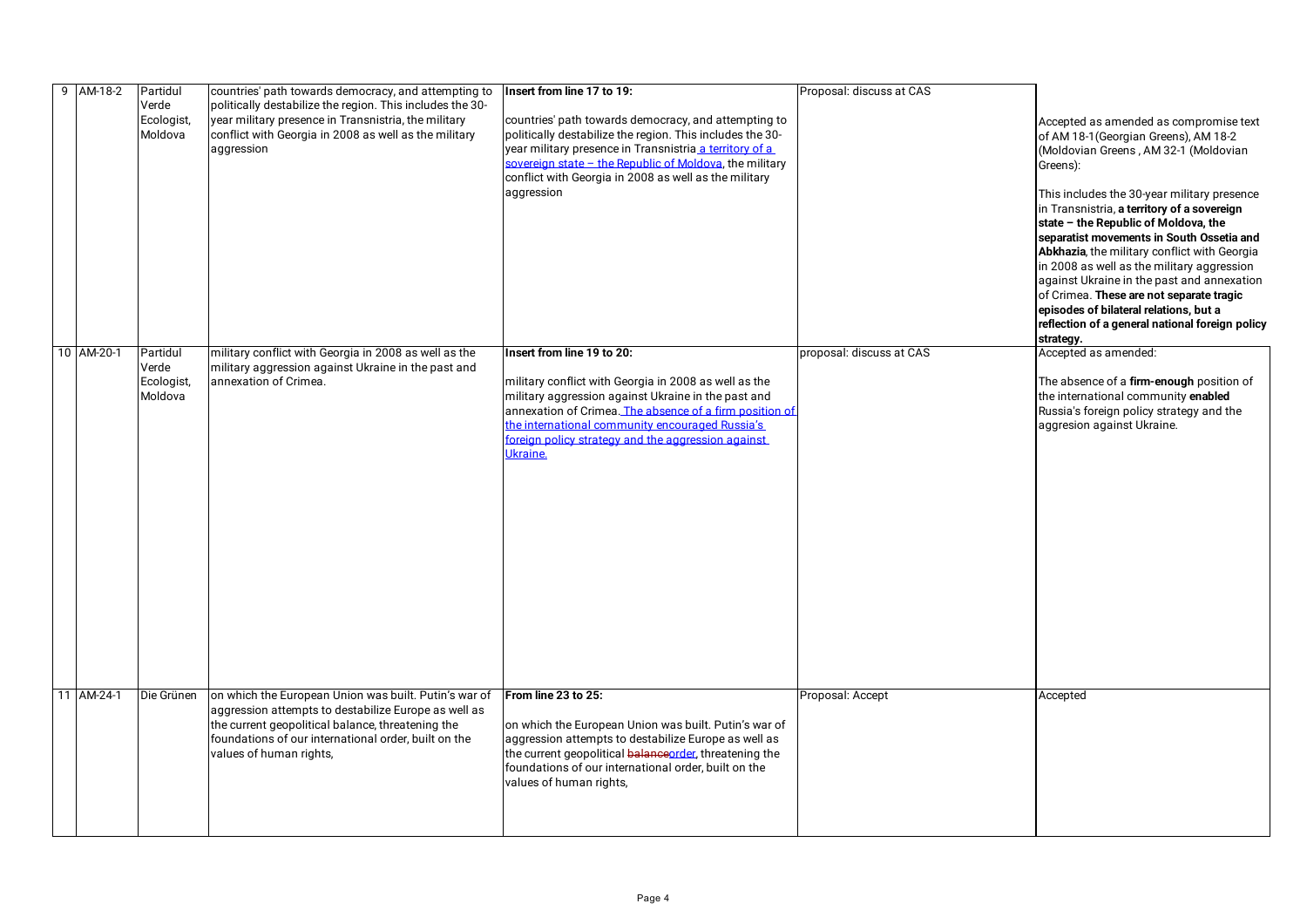| | | | | | | |
|---|---|---|---|---|---|---|
| 9 | AM-18-2 | Partidul Verde Ecologist, Moldova | countries' path towards democracy, and attempting to politically destabilize the region. This includes the 30-year military presence in Transnistria, the military conflict with Georgia in 2008 as well as the military aggression | **Insert from line 17 to 19:**<br><br>countries' path towards democracy, and attempting to politically destabilize the region. This includes the 30-year military presence in Transnistria a territory of a sovereign state – the Republic of Moldova, the military conflict with Georgia in 2008 as well as the military aggression | Proposal: discuss at CAS | Accepted as amended as compromise text of AM 18-1(Georgian Greens), AM 18-2 (Moldovian Greens , AM 32-1 (Moldovian Greens):<br><br>This includes the 30-year military presence in Transnistria, **a territory of a sovereign state – the Republic of Moldova, the separatist movements in South Ossetia and Abkhazia**, the military conflict with Georgia in 2008 as well as the military aggression against Ukraine in the past and annexation of Crimea. **These are not separate tragic episodes of bilateral relations, but a reflection of a general national foreign policy strategy.** |
| 10 | AM-20-1 | Partidul Verde Ecologist, Moldova | military conflict with Georgia in 2008 as well as the military aggression against Ukraine in the past and annexation of Crimea. | **Insert from line 19 to 20:**<br><br>military conflict with Georgia in 2008 as well as the military aggression against Ukraine in the past and annexation of Crimea. The absence of a firm position of the international community encouraged Russia's foreign policy strategy and the aggression against Ukraine. | proposal: discuss at CAS | Accepted as amended:<br><br>The absence of a **firm-enough** position of the international community **enabled** Russia's foreign policy strategy and the aggresion against Ukraine. |
| 11 | AM-24-1 | Die Grünen | on which the European Union was built. Putin's war of aggression attempts to destabilize Europe as well as the current geopolitical balance, threatening the foundations of our international order, built on the values of human rights, | **From line 23 to 25:**<br><br>on which the European Union was built. Putin's war of aggression attempts to destabilize Europe as well as the current geopolitical ~~balance~~order, threatening the foundations of our international order, built on the values of human rights, | Proposal: Accept | Accepted |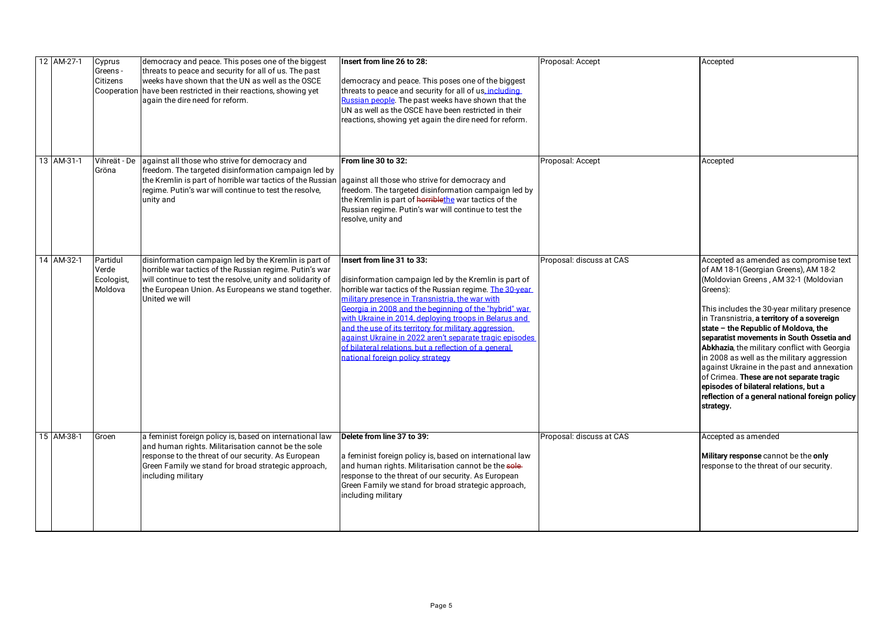| | | | | | | |
|---|---|---|---|---|---|---|
| 12 | AM-27-1 | Cyprus Greens - Citizens Cooperation | democracy and peace. This poses one of the biggest threats to peace and security for all of us. The past weeks have shown that the UN as well as the OSCE have been restricted in their reactions, showing yet again the dire need for reform. | **Insert from line 26 to 28:**<br><br>democracy and peace. This poses one of the biggest threats to peace and security for all of us, including Russian people. The past weeks have shown that the UN as well as the OSCE have been restricted in their reactions, showing yet again the dire need for reform. | Proposal: Accept | Accepted |
| 13 | AM-31-1 | Vihreät - De Gröna | against all those who strive for democracy and freedom. The targeted disinformation campaign led by the Kremlin is part of horrible war tactics of the Russian regime. Putin's war will continue to test the resolve, unity and | **From line 30 to 32:**<br><br>against all those who strive for democracy and freedom. The targeted disinformation campaign led by the Kremlin is part of ~~horrible~~the war tactics of the Russian regime. Putin's war will continue to test the resolve, unity and | Proposal: Accept | Accepted |
| 14 | AM-32-1 | Partidul Verde Ecologist, Moldova | disinformation campaign led by the Kremlin is part of horrible war tactics of the Russian regime. Putin's war will continue to test the resolve, unity and solidarity of the European Union. As Europeans we stand together. United we will | **Insert from line 31 to 33:**<br><br>disinformation campaign led by the Kremlin is part of horrible war tactics of the Russian regime. The 30-year military presence in Transnistria, the war with Georgia in 2008 and the beginning of the "hybrid" war with Ukraine in 2014, deploying troops in Belarus and and the use of its territory for military aggression against Ukraine in 2022 aren't separate tragic episodes of bilateral relations, but a reflection of a general national foreign policy strategy | Proposal: discuss at CAS | Accepted as amended as compromise text of AM 18-1(Georgian Greens), AM 18-2 (Moldovian Greens , AM 32-1 (Moldovian Greens):<br><br>This includes the 30-year military presence in Transnistria, **a territory of a sovereign state – the Republic of Moldova, the separatist movements in South Ossetia and Abkhazia**, the military conflict with Georgia in 2008 as well as the military aggression against Ukraine in the past and annexation of Crimea. **These are not separate tragic episodes of bilateral relations, but a reflection of a general national foreign policy strategy.** |
| 15 | AM-38-1 | Groen | a feminist foreign policy is, based on international law and human rights. Militarisation cannot be the sole response to the threat of our security. As European Green Family we stand for broad strategic approach, including military | **Delete from line 37 to 39:**<br><br>a feminist foreign policy is, based on international law and human rights. Militarisation cannot be the ~~sole~~ response to the threat of our security. As European Green Family we stand for broad strategic approach, including military | Proposal: discuss at CAS | Accepted as amended<br><br>**Military response** cannot be the **only** response to the threat of our security. |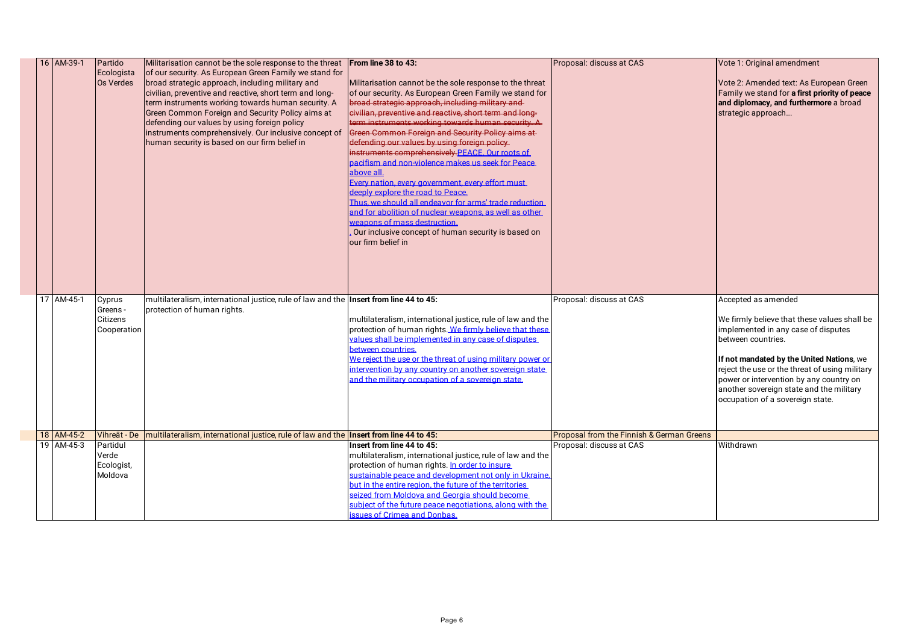| | | | | | | |
|---|---|---|---|---|---|---|
| 16 | AM-39-1 | Partido Ecologista Os Verdes | Militarisation cannot be the sole response to the threat of our security. As European Green Family we stand for broad strategic approach, including military and civilian, preventive and reactive, short term and long-term instruments working towards human security. A Green Common Foreign and Security Policy aims at defending our values by using foreign policy instruments comprehensively. Our inclusive concept of human security is based on our firm belief in | **From line 38 to 43:**<br><br>Militarisation cannot be the sole response to the threat of our security. As European Green Family we stand for ~~broad strategic approach, including military and civilian, preventive and reactive, short term and long-term instruments working towards human security. A Green Common Foreign and Security Policy aims at defending our values by using foreign policy instruments comprehensively.~~ PEACE. Our roots of pacifism and non-violence makes us seek for Peace above all.<br>Every nation, every government, every effort must deeply explore the road to Peace.<br>Thus, we should all endeavor for arms' trade reduction and for abolition of nuclear weapons, as well as other weapons of mass destruction.<br>. Our inclusive concept of human security is based on our firm belief in | Proposal: discuss at CAS | Vote 1: Original amendment<br><br>Vote 2: Amended text: As European Green Family we stand for **a first priority of peace and diplomacy, and furthermore** a broad strategic approach... |
| 17 | AM-45-1 | Cyprus Greens - Citizens Cooperation | multilateralism, international justice, rule of law and the protection of human rights. | **Insert from line 44 to 45:**<br><br>multilateralism, international justice, rule of law and the protection of human rights. We firmly believe that these values shall be implemented in any case of disputes between countries.<br>We reject the use or the threat of using military power or intervention by any country on another sovereign state and the military occupation of a sovereign state. | Proposal: discuss at CAS | Accepted as amended<br><br>We firmly believe that these values shall be implemented in any case of disputes between countries.<br><br>**If not mandated by the United Nations**, we reject the use or the threat of using military power or intervention by any country on another sovereign state and the military occupation of a sovereign state. |
| 18 | AM-45-2 | Vihreät - De | multilateralism, international justice, rule of law and the | **Insert from line 44 to 45:** | Proposal from the Finnish & German Greens | |
| 19 | AM-45-3 | Partidul Verde Ecologist, Moldova | | **Insert from line 44 to 45:**<br>multilateralism, international justice, rule of law and the protection of human rights. In order to insure sustainable peace and development not only in Ukraine, but in the entire region, the future of the territories seized from Moldova and Georgia should become subject of the future peace negotiations, along with the issues of Crimea and Donbas. | Proposal: discuss at CAS | Withdrawn |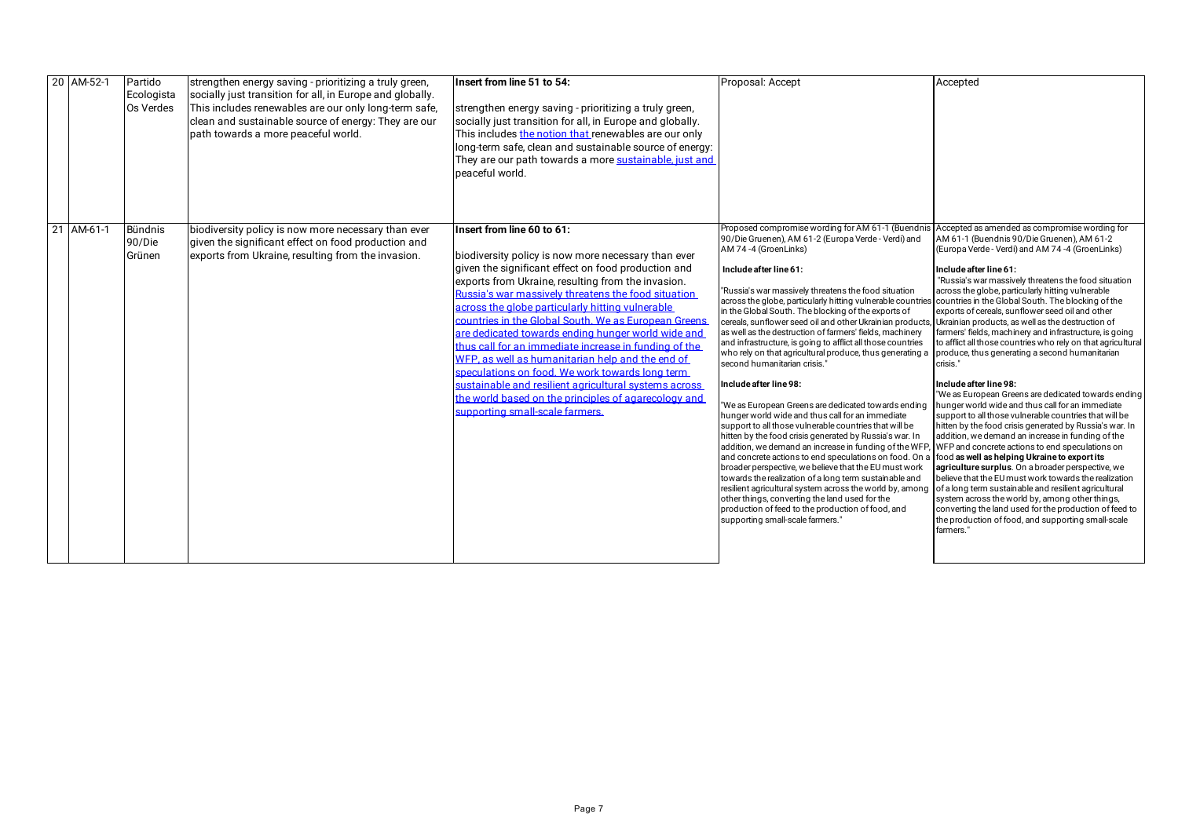| | | | | | | |
|---|---|---|---|---|---|---|
| 20 | AM-52-1 | Partido Ecologista Os Verdes | strengthen energy saving - prioritizing a truly green, socially just transition for all, in Europe and globally. This includes renewables are our only long-term safe, clean and sustainable source of energy: They are our path towards a more peaceful world. | **Insert from line 51 to 54:**<br><br>strengthen energy saving - prioritizing a truly green, socially just transition for all, in Europe and globally. This includes <u>the notion that</u> renewables are our only long-term safe, clean and sustainable source of energy: They are our path towards a more <u>sustainable, just and</u> peaceful world. | Proposal: Accept | Accepted |
| 21 | AM-61-1 | Bündnis 90/Die Grünen | biodiversity policy is now more necessary than ever given the significant effect on food production and exports from Ukraine, resulting from the invasion. | **Insert from line 60 to 61:**<br><br>biodiversity policy is now more necessary than ever given the significant effect on food production and exports from Ukraine, resulting from the invasion. <u>Russia's war massively threatens the food situation across the globe particularly hitting vulnerable countries in the Global South. We as European Greens are dedicated towards ending hunger world wide and thus call for an immediate increase in funding of the WFP, as well as humanitarian help and the end of speculations on food. We work towards long term sustainable and resilient agricultural systems across the world based on the principles of agarecology and supporting small-scale farmers.</u> | Proposed compromise wording for AM 61-1 (Buendnis 90/Die Gruenen), AM 61-2 (Europa Verde - Verdi) and AM 74 -4 (GroenLinks)<br><br>**Include after line 61:**<br><br>"Russia's war massively threatens the food situation across the globe, particularly hitting vulnerable countries in the Global South. The blocking of the exports of cereals, sunflower seed oil and other Ukrainian products, as well as the destruction of farmers' fields, machinery and infrastructure, is going to afflict all those countries who rely on that agricultural produce, thus generating a second humanitarian crisis."<br><br>**Include after line 98:**<br><br>"We as European Greens are dedicated towards ending hunger world wide and thus call for an immediate support to all those vulnerable countries that will be hitten by the food crisis generated by Russia's war. In addition, we demand an increase in funding of the WFP, and concrete actions to end speculations on food. On a broader perspective, we believe that the EU must work towards the realization of a long term sustainable and resilient agricultural system across the world by, among other things, converting the land used for the production of feed to the production of food, and supporting small-scale farmers." | Accepted as amended as compromise wording for AM 61-1 (Buendnis 90/Die Gruenen), AM 61-2 (Europa Verde - Verdi) and AM 74 -4 (GroenLinks)<br><br>**Include after line 61:**<br><br>"Russia's war massively threatens the food situation across the globe, particularly hitting vulnerable countries in the Global South. The blocking of the exports of cereals, sunflower seed oil and other Ukrainian products, as well as the destruction of farmers' fields, machinery and infrastructure, is going to afflict all those countries who rely on that agricultural produce, thus generating a second humanitarian crisis."<br><br>**Include after line 98:**<br><br>"We as European Greens are dedicated towards ending hunger world wide and thus call for an immediate support to all those vulnerable countries that will be hitten by the food crisis generated by Russia's war. In addition, we demand an increase in funding of the WFP and concrete actions to end speculations on food **as well as helping Ukraine to export its agriculture surplus**. On a broader perspective, we believe that the EU must work towards the realization of a long term sustainable and resilient agricultural system across the world by, among other things, converting the land used for the production of feed to the production of food, and supporting small-scale farmers." |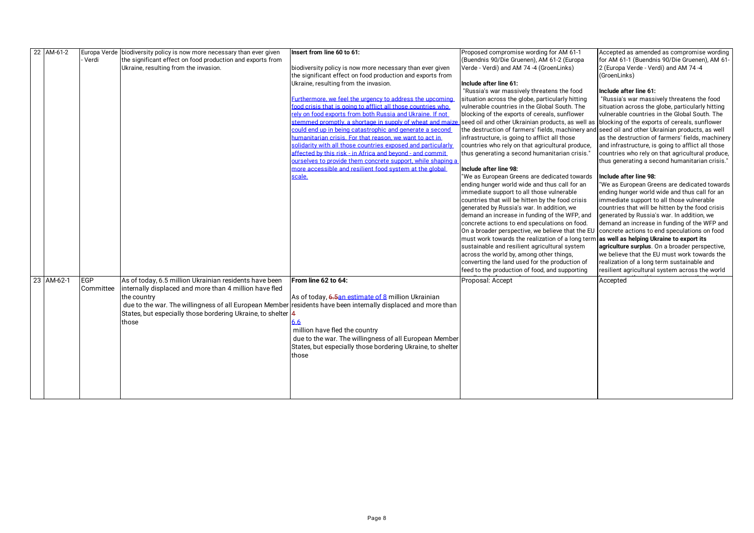| | | | | | | |
|---|---|---|---|---|---|---|
| 22 | AM-61-2 | Europa Verde - Verdi | biodiversity policy is now more necessary than ever given the significant effect on food production and exports from Ukraine, resulting from the invasion. | **Insert from line 60 to 61:**<br><br>biodiversity policy is now more necessary than ever given the significant effect on food production and exports from Ukraine, resulting from the invasion.<br><br><u>Furthermore, we feel the urgency to address the upcoming food crisis that is going to afflict all those countries who rely on food exports from both Russia and Ukraine. If not stemmed promptly, a shortage in supply of wheat and maize could end up in being catastrophic and generate a second humanitarian crisis. For that reason, we want to act in solidarity with all those countries exposed and particularly affected by this risk - in Africa and beyond - and commit ourselves to provide them concrete support, while shaping a more accessible and resilient food system at the global scale.</u> | Proposed compromise wording for AM 61-1 (Buendnis 90/Die Gruenen), AM 61-2 (Europa Verde - Verdi) and AM 74 -4 (GroenLinks)<br><br>**Include after line 61:**<br>"Russia's war massively threatens the food situation across the globe, particularly hitting vulnerable countries in the Global South. The blocking of the exports of cereals, sunflower seed oil and other Ukrainian products, as well as the destruction of farmers' fields, machinery and infrastructure, is going to afflict all those countries who rely on that agricultural produce, thus generating a second humanitarian crisis."<br><br>**Include after line 98:**<br>"We as European Greens are dedicated towards ending hunger world wide and thus call for an immediate support to all those vulnerable countries that will be hitten by the food crisis generated by Russia's war. In addition, we demand an increase in funding of the WFP, and concrete actions to end speculations on food. On a broader perspective, we believe that the EU must work towards the realization of a long term sustainable and resilient agricultural system across the world by, among other things, converting the land used for the production of feed to the production of food, and supporting | Accepted as amended as compromise wording for AM 61-1 (Buendnis 90/Die Gruenen), AM 61-2 (Europa Verde - Verdi) and AM 74 -4 (GroenLinks)<br><br>**Include after line 61:**<br>"Russia's war massively threatens the food situation across the globe, particularly hitting vulnerable countries in the Global South. The blocking of the exports of cereals, sunflower seed oil and other Ukrainian products, as well as the destruction of farmers' fields, machinery and infrastructure, is going to afflict all those countries who rely on that agricultural produce, thus generating a second humanitarian crisis."<br><br>**Include after line 98:**<br>"We as European Greens are dedicated towards ending hunger world wide and thus call for an immediate support to all those vulnerable countries that will be hitten by the food crisis generated by Russia's war. In addition, we demand an increase in funding of the WFP and concrete actions to end speculations on food **as well as helping Ukraine to export its agriculture surplus**. On a broader perspective, we believe that the EU must work towards the realization of a long term sustainable and resilient agricultural system across the world |
| 23 | AM-62-1 | EGP Committee | As of today, 6.5 million Ukrainian residents have been internally displaced and more than 4 million have fled the country due to the war. The willingness of all European Member States, but especially those bordering Ukraine, to shelter those | **From line 62 to 64:**<br><br>As of today, ~~6.5~~<u>an estimate of 8</u> million Ukrainian residents have been internally displaced and more than ~~4~~ <u>6.6</u> million have fled the country due to the war. The willingness of all European Member States, but especially those bordering Ukraine, to shelter those | Proposal: Accept | Accepted |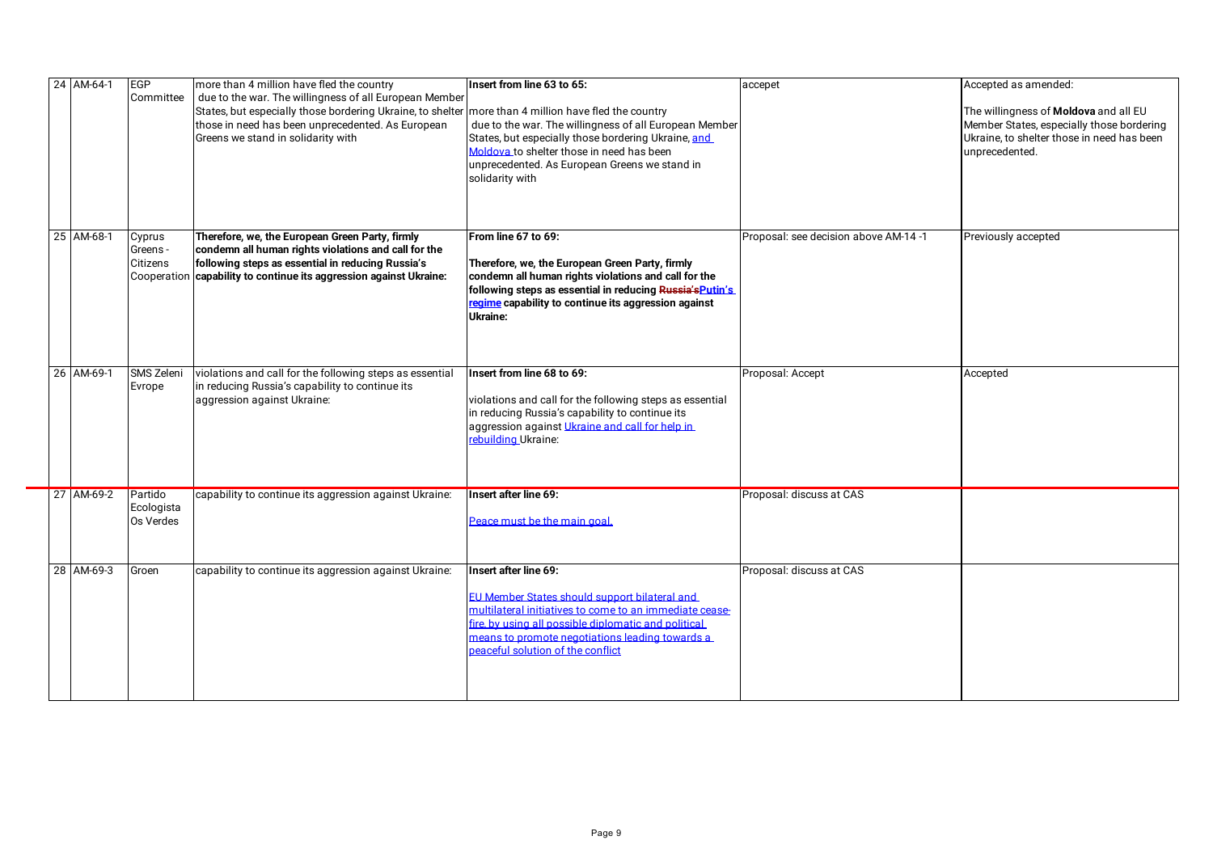| | | | | | | |
|---|---|---|---|---|---|---|
| 24 | AM-64-1 | EGP Committee | more than 4 million have fled the country due to the war. The willingness of all European Member States, but especially those bordering Ukraine, to shelter those in need has been unprecedented. As European Greens we stand in solidarity with | **Insert from line 63 to 65:**<br><br>more than 4 million have fled the country due to the war. The willingness of all European Member States, but especially those bordering Ukraine, <u>and Moldova</u> to shelter those in need has been unprecedented. As European Greens we stand in solidarity with | accepet | Accepted as amended:<br><br>The willingness of **Moldova** and all EU Member States, especially those bordering Ukraine, to shelter those in need has been unprecedented. |
| 25 | AM-68-1 | Cyprus Greens - Citizens Cooperation | **Therefore, we, the European Green Party, firmly condemn all human rights violations and call for the following steps as essential in reducing Russia's capability to continue its aggression against Ukraine:** | **From line 67 to 69:**<br><br>**Therefore, we, the European Green Party, firmly condemn all human rights violations and call for the following steps as essential in reducing ~~Russia's~~<u>Putin's regime</u> capability to continue its aggression against Ukraine:** | Proposal: see decision above AM-14 -1 | Previously accepted |
| 26 | AM-69-1 | SMS Zeleni Evrope | violations and call for the following steps as essential in reducing Russia's capability to continue its aggression against Ukraine: | **Insert from line 68 to 69:**<br><br>violations and call for the following steps as essential in reducing Russia's capability to continue its aggression against <u>Ukraine and call for help in rebuilding</u> Ukraine: | Proposal: Accept | Accepted |
| 27 | AM-69-2 | Partido Ecologista Os Verdes | capability to continue its aggression against Ukraine: | **Insert after line 69:**<br><br><u>Peace must be the main goal.</u> | Proposal: discuss at CAS | |
| 28 | AM-69-3 | Groen | capability to continue its aggression against Ukraine: | **Insert after line 69:**<br><br><u>EU Member States should support bilateral and multilateral initiatives to come to an immediate cease-fire, by using all possible diplomatic and political means to promote negotiations leading towards a peaceful solution of the conflict</u> | Proposal: discuss at CAS | |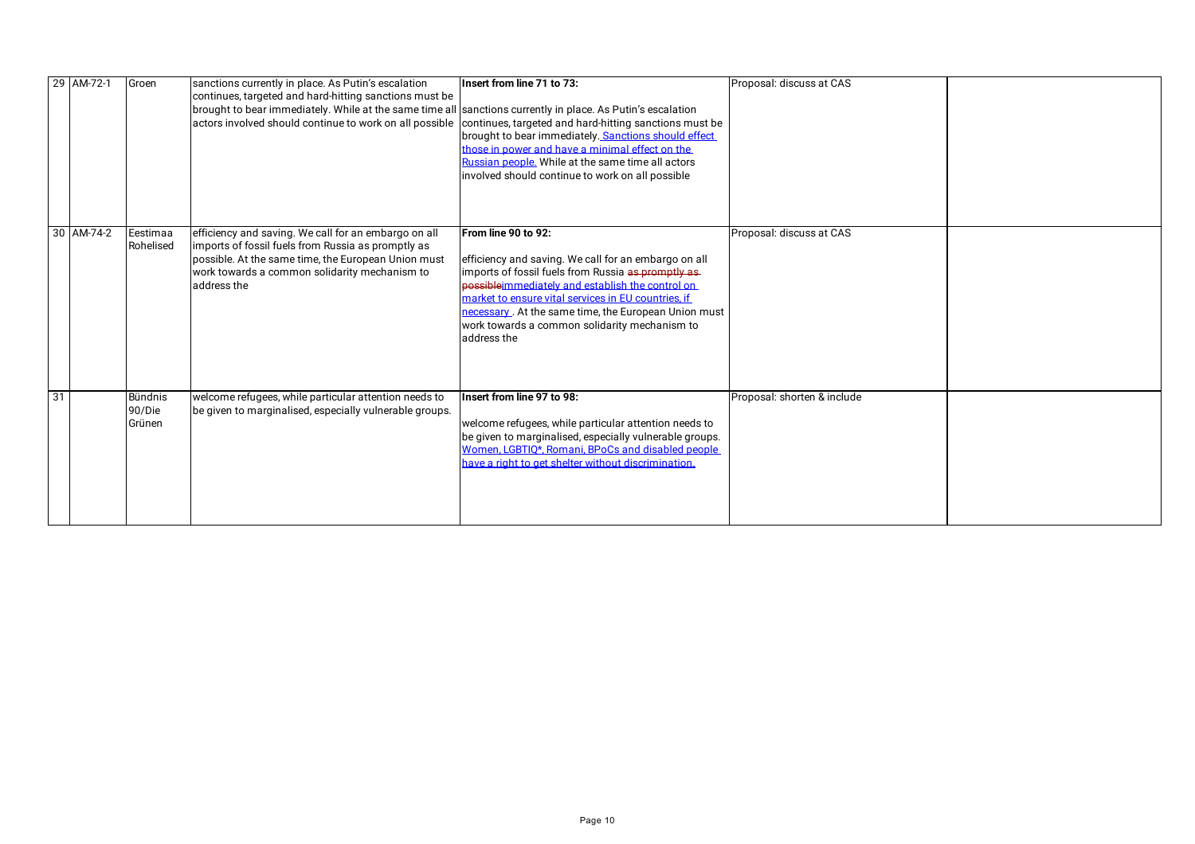| 29 | AM-72-1 | Groen | sanctions currently in place. As Putin's escalation continues, targeted and hard-hitting sanctions must be brought to bear immediately. While at the same time all actors involved should continue to work on all possible | **Insert from line 71 to 73:** sanctions currently in place. As Putin's escalation continues, targeted and hard-hitting sanctions must be brought to bear immediately. Sanctions should effect those in power and have a minimal effect on the Russian people. While at the same time all actors involved should continue to work on all possible | Proposal: discuss at CAS | |
|---|---|---|---|---|---|---|
| 30 | AM-74-2 | Eestimaa Rohelised | efficiency and saving. We call for an embargo on all imports of fossil fuels from Russia as promptly as possible. At the same time, the European Union must work towards a common solidarity mechanism to address the | **From line 90 to 92:** efficiency and saving. We call for an embargo on all imports of fossil fuels from Russia ~~as promptly as possible~~immediately and establish the control on market to ensure vital services in EU countries, if necessary . At the same time, the European Union must work towards a common solidarity mechanism to address the | Proposal: discuss at CAS | |
| 31 | | Bündnis 90/Die Grünen | welcome refugees, while particular attention needs to be given to marginalised, especially vulnerable groups. | **Insert from line 97 to 98:** welcome refugees, while particular attention needs to be given to marginalised, especially vulnerable groups. Women, LGBTIQ*, Romani, BPoCs and disabled people have a right to get shelter without discrimination. | Proposal: shorten & include | |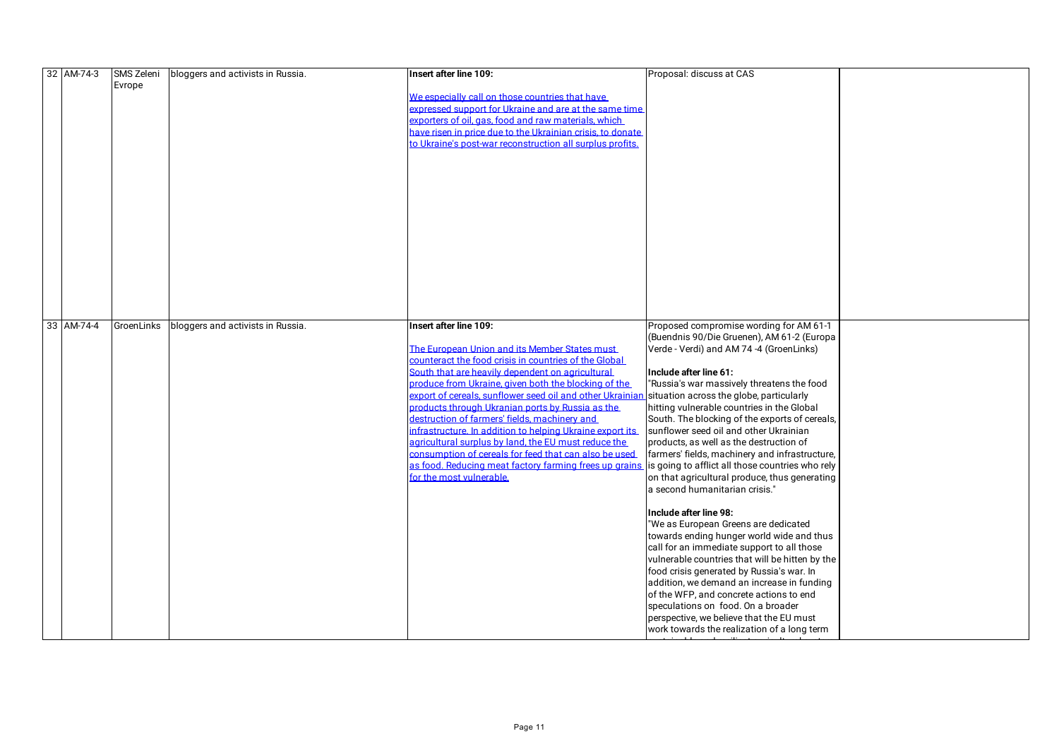| | | | | | | |
|---|---|---|---|---|---|---|
| 32 | AM-74-3 | SMS Zeleni Evrope | bloggers and activists in Russia. | **Insert after line 109:**<br><br><u>We especially call on those countries that have expressed support for Ukraine and are at the same time exporters of oil, gas, food and raw materials, which have risen in price due to the Ukrainian crisis, to donate to Ukraine's post-war reconstruction all surplus profits.</u> | Proposal: discuss at CAS | |
| 33 | AM-74-4 | GroenLinks | bloggers and activists in Russia. | **Insert after line 109:**<br><br><u>The European Union and its Member States must counteract the food crisis in countries of the Global South that are heavily dependent on agricultural produce from Ukraine, given both the blocking of the export of cereals, sunflower seed oil and other Ukrainian products through Ukranian ports by Russia as the destruction of farmers' fields, machinery and infrastructure. In addition to helping Ukraine export its agricultural surplus by land, the EU must reduce the consumption of cereals for feed that can also be used as food. Reducing meat factory farming frees up grains for the most vulnerable.</u> | Proposed compromise wording for AM 61-1 (Buendnis 90/Die Gruenen), AM 61-2 (Europa Verde - Verdi) and AM 74 -4 (GroenLinks)<br><br>**Include after line 61:**<br>"Russia's war massively threatens the food situation across the globe, particularly hitting vulnerable countries in the Global South. The blocking of the exports of cereals, sunflower seed oil and other Ukrainian products, as well as the destruction of farmers' fields, machinery and infrastructure, is going to afflict all those countries who rely on that agricultural produce, thus generating a second humanitarian crisis."<br><br>**Include after line 98:**<br>"We as European Greens are dedicated towards ending hunger world wide and thus call for an immediate support to all those vulnerable countries that will be hitten by the food crisis generated by Russia's war. In addition, we demand an increase in funding of the WFP, and concrete actions to end speculations on food. On a broader perspective, we believe that the EU must work towards the realization of a long term | |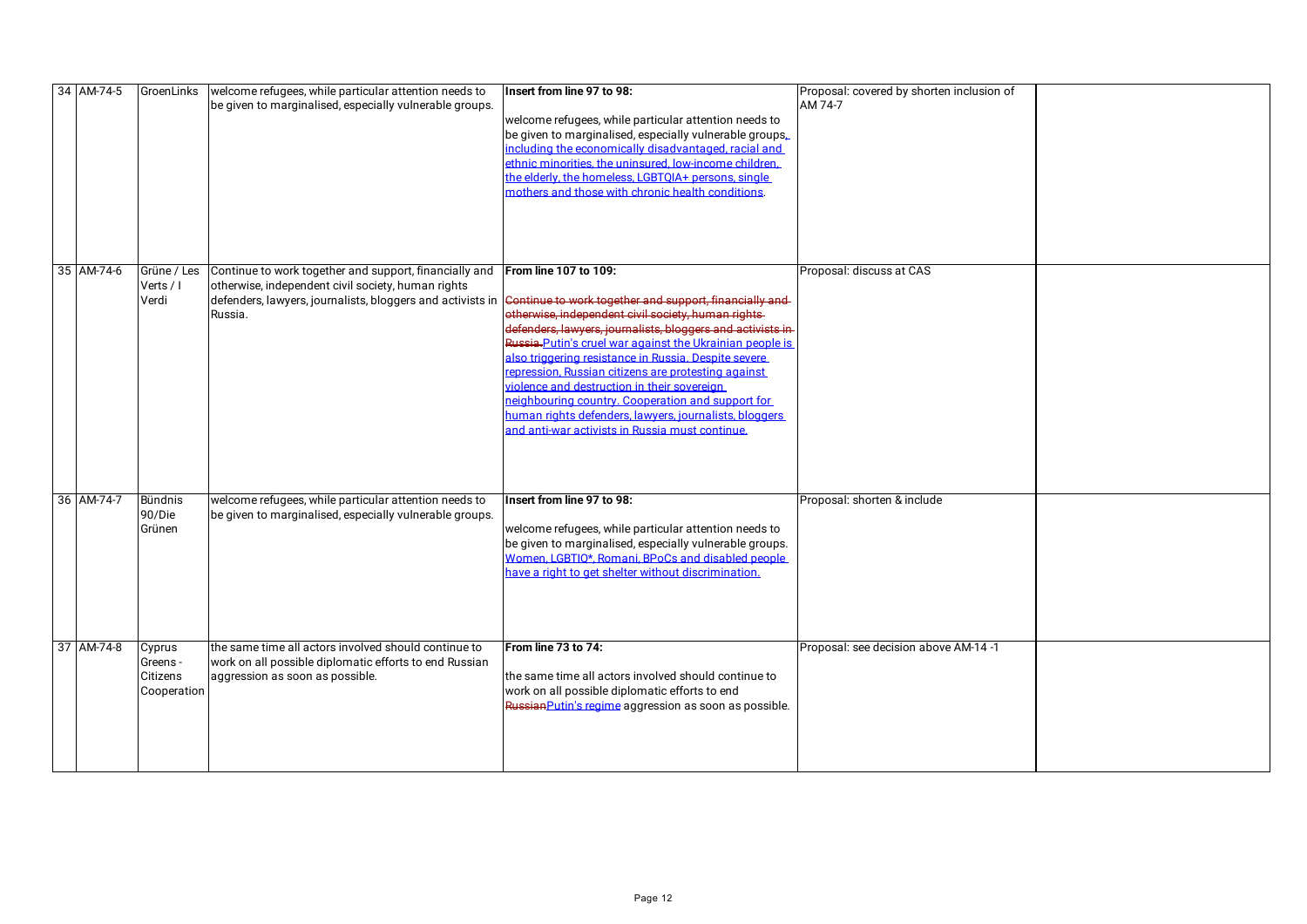| 34 | AM-74-5 | GroenLinks | welcome refugees, while particular attention needs to be given to marginalised, especially vulnerable groups. | **Insert from line 97 to 98:**<br><br>welcome refugees, while particular attention needs to be given to marginalised, especially vulnerable groups, including the economically disadvantaged, racial and ethnic minorities, the uninsured, low-income children, the elderly, the homeless, LGBTQIA+ persons, single mothers and those with chronic health conditions. | Proposal: covered by shorten inclusion of AM 74-7 | |
|---|---|---|---|---|---|---|
| 35 | AM-74-6 | Grüne / Les Verts / I Verdi | Continue to work together and support, financially and otherwise, independent civil society, human rights defenders, lawyers, journalists, bloggers and activists in Russia. | **From line 107 to 109:**<br><br>~~Continue to work together and support, financially and otherwise, independent civil society, human rights defenders, lawyers, journalists, bloggers and activists in Russia.~~ Putin's cruel war against the Ukrainian people is also triggering resistance in Russia. Despite severe repression, Russian citizens are protesting against violence and destruction in their sovereign neighbouring country. Cooperation and support for human rights defenders, lawyers, journalists, bloggers and anti-war activists in Russia must continue. | Proposal: discuss at CAS | |
| 36 | AM-74-7 | Bündnis 90/Die Grünen | welcome refugees, while particular attention needs to be given to marginalised, especially vulnerable groups. | **Insert from line 97 to 98:**<br><br>welcome refugees, while particular attention needs to be given to marginalised, especially vulnerable groups. Women, LGBTIQ*, Romani, BPoCs and disabled people have a right to get shelter without discrimination. | Proposal: shorten & include | |
| 37 | AM-74-8 | Cyprus Greens - Citizens Cooperation | the same time all actors involved should continue to work on all possible diplomatic efforts to end Russian aggression as soon as possible. | **From line 73 to 74:**<br><br>the same time all actors involved should continue to work on all possible diplomatic efforts to end ~~Russian~~Putin's regime aggression as soon as possible. | Proposal: see decision above AM-14 -1 | |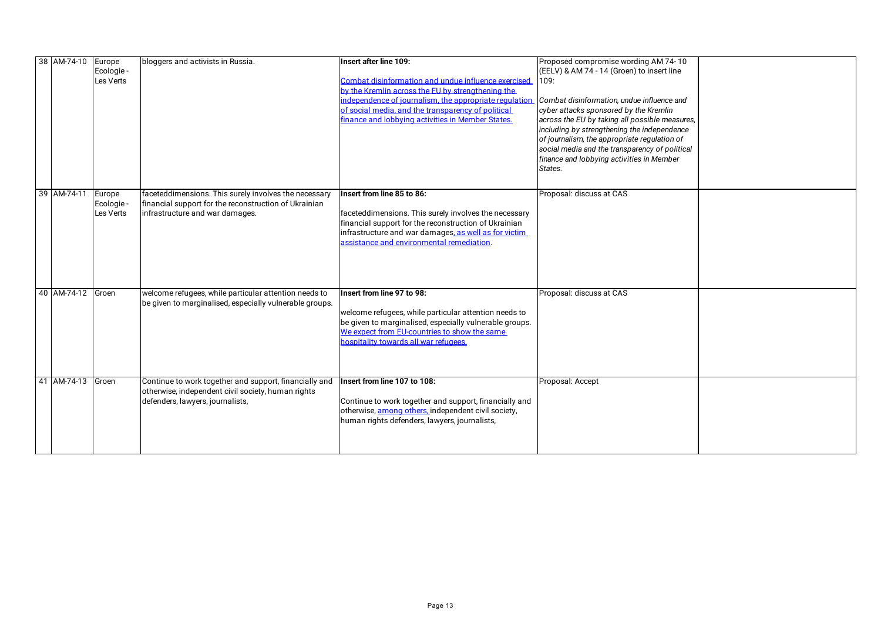| | | | | | | |
|---|---|---|---|---|---|---|
| 38 | AM-74-10 | Europe Ecologie - Les Verts | bloggers and activists in Russia. | **Insert after line 109:**<br><br><u>Combat disinformation and undue influence exercised by the Kremlin across the EU by strengthening the independence of journalism, the appropriate regulation of social media, and the transparency of political finance and lobbying activities in Member States.</u> | Proposed compromise wording AM 74- 10 (EELV) & AM 74 - 14 (Groen) to insert line 109:<br><br>*Combat disinformation, undue influence and cyber attacks sponsored by the Kremlin across the EU by taking all possible measures, including by strengthening the independence of journalism, the appropriate regulation of social media and the transparency of political finance and lobbying activities in Member States.* | |
| 39 | AM-74-11 | Europe Ecologie - Les Verts | faceteddimensions. This surely involves the necessary financial support for the reconstruction of Ukrainian infrastructure and war damages. | **Insert from line 85 to 86:**<br><br>faceteddimensions. This surely involves the necessary financial support for the reconstruction of Ukrainian infrastructure and war damages<u>, as well as for victim assistance and environmental remediation</u>. | Proposal: discuss at CAS | |
| 40 | AM-74-12 | Groen | welcome refugees, while particular attention needs to be given to marginalised, especially vulnerable groups. | **Insert from line 97 to 98:**<br><br>welcome refugees, while particular attention needs to be given to marginalised, especially vulnerable groups. <u>We expect from EU-countries to show the same hospitality towards all war refugees.</u> | Proposal: discuss at CAS | |
| 41 | AM-74-13 | Groen | Continue to work together and support, financially and otherwise, independent civil society, human rights defenders, lawyers, journalists, | **Insert from line 107 to 108:**<br><br>Continue to work together and support, financially and otherwise, <u>among others,</u> independent civil society, human rights defenders, lawyers, journalists, | Proposal: Accept | |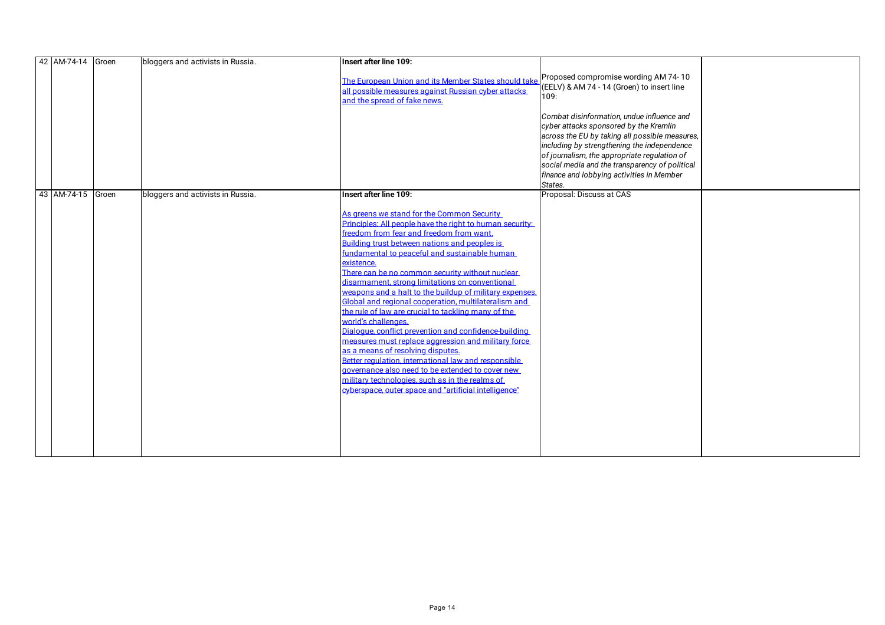| | | | | | | |
|---|---|---|---|---|---|---|
| 42 | AM-74-14 | Groen | bloggers and activists in Russia. | **Insert after line 109:**<br><br>The European Union and its Member States should take all possible measures against Russian cyber attacks and the spread of fake news. | Proposed compromise wording AM 74- 10 (EELV) & AM 74 - 14 (Groen) to insert line 109:<br><br>*Combat disinformation, undue influence and cyber attacks sponsored by the Kremlin across the EU by taking all possible measures, including by strengthening the independence of journalism, the appropriate regulation of social media and the transparency of political finance and lobbying activities in Member States.* | |
| 43 | AM-74-15 | Groen | bloggers and activists in Russia. | **Insert after line 109:**<br><br>As greens we stand for the Common Security Principles: All people have the right to human security: freedom from fear and freedom from want.<br>Building trust between nations and peoples is fundamental to peaceful and sustainable human existence.<br>There can be no common security without nuclear disarmament, strong limitations on conventional weapons and a halt to the buildup of military expenses.<br>Global and regional cooperation, multilateralism and the rule of law are crucial to tackling many of the world's challenges.<br>Dialogue, conflict prevention and confidence-building measures must replace aggression and military force as a means of resolving disputes.<br>Better regulation, international law and responsible governance also need to be extended to cover new military technologies, such as in the realms of cyberspace, outer space and "artificial intelligence" | Proposal: Discuss at CAS | |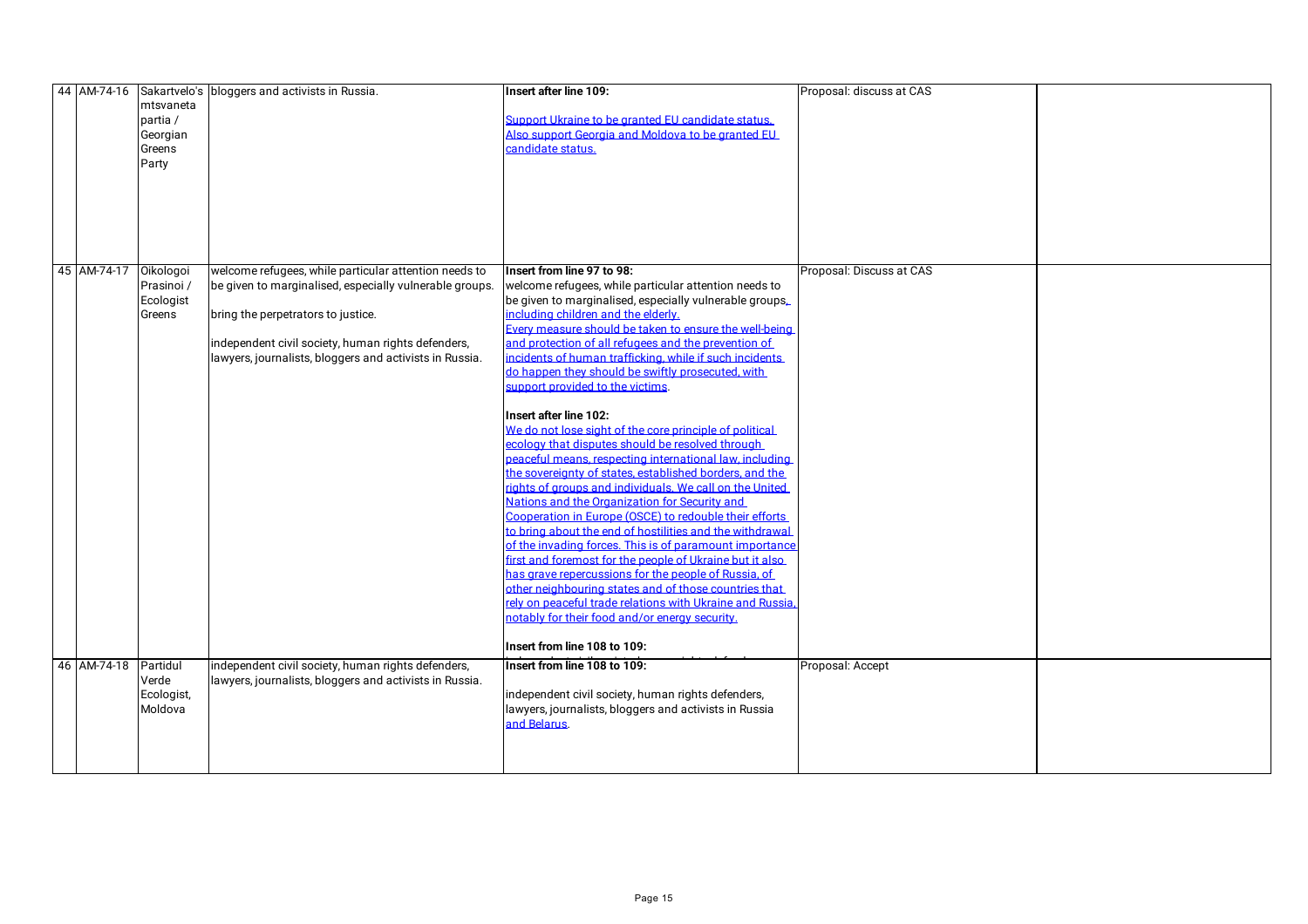| | | | | | | |
|---|---|---|---|---|---|---|
| 44 | AM-74-16 | Sakartvelo's mtsvaneta partia / Georgian Greens Party | bloggers and activists in Russia. | **Insert after line 109:**<br><br>Support Ukraine to be granted EU candidate status. Also support Georgia and Moldova to be granted EU candidate status. | Proposal: discuss at CAS | |
| 45 | AM-74-17 | Oikologoi Prasinoi / Ecologist Greens | welcome refugees, while particular attention needs to be given to marginalised, especially vulnerable groups.<br><br>bring the perpetrators to justice.<br><br>independent civil society, human rights defenders, lawyers, journalists, bloggers and activists in Russia. | **Insert from line 97 to 98:**<br>welcome refugees, while particular attention needs to be given to marginalised, especially vulnerable groups, including children and the elderly. Every measure should be taken to ensure the well-being and protection of all refugees and the prevention of incidents of human trafficking, while if such incidents do happen they should be swiftly prosecuted, with support provided to the victims.<br><br>**Insert after line 102:**<br>We do not lose sight of the core principle of political ecology that disputes should be resolved through peaceful means, respecting international law, including the sovereignty of states, established borders, and the rights of groups and individuals. We call on the United Nations and the Organization for Security and Cooperation in Europe (OSCE) to redouble their efforts to bring about the end of hostilities and the withdrawal of the invading forces. This is of paramount importance first and foremost for the people of Ukraine but it also has grave repercussions for the people of Russia, of other neighbouring states and of those countries that rely on peaceful trade relations with Ukraine and Russia, notably for their food and/or energy security.<br><br>**Insert from line 108 to 109:** | Proposal: Discuss at CAS | |
| 46 | AM-74-18 | Partidul Verde Ecologist, Moldova | independent civil society, human rights defenders, lawyers, journalists, bloggers and activists in Russia. | **Insert from line 108 to 109:**<br><br>independent civil society, human rights defenders, lawyers, journalists, bloggers and activists in Russia and Belarus. | Proposal: Accept | |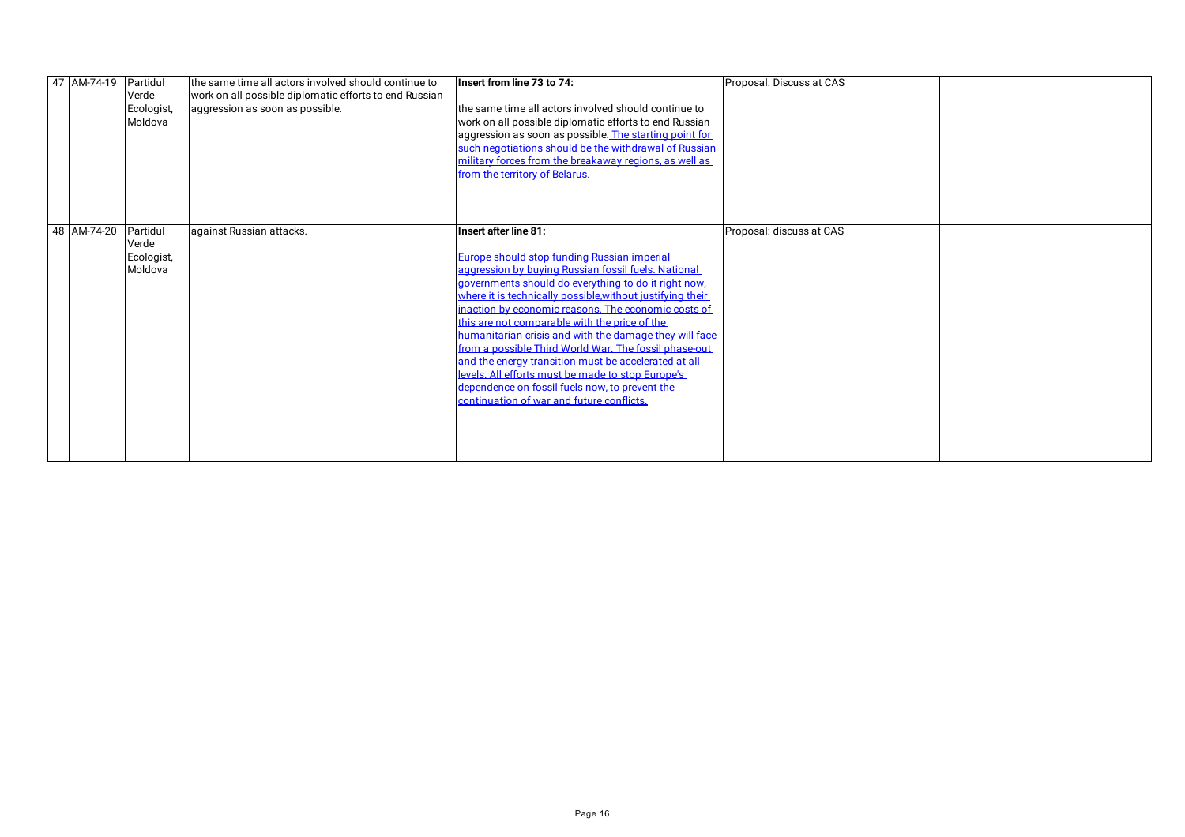| | | | | | | |
|---|---|---|---|---|---|---|
| 47 | AM-74-19 | Partidul Verde Ecologist, Moldova | the same time all actors involved should continue to work on all possible diplomatic efforts to end Russian aggression as soon as possible. | **Insert from line 73 to 74:**<br><br>the same time all actors involved should continue to work on all possible diplomatic efforts to end Russian aggression as soon as possible. The starting point for such negotiations should be the withdrawal of Russian military forces from the breakaway regions, as well as from the territory of Belarus. | Proposal: Discuss at CAS | |
| 48 | AM-74-20 | Partidul Verde Ecologist, Moldova | against Russian attacks. | **Insert after line 81:**<br><br>Europe should stop funding Russian imperial aggression by buying Russian fossil fuels. National governments should do everything to do it right now, where it is technically possible,without justifying their inaction by economic reasons. The economic costs of this are not comparable with the price of the humanitarian crisis and with the damage they will face from a possible Third World War. The fossil phase-out and the energy transition must be accelerated at all levels. All efforts must be made to stop Europe's dependence on fossil fuels now, to prevent the continuation of war and future conflicts. | Proposal: discuss at CAS | |